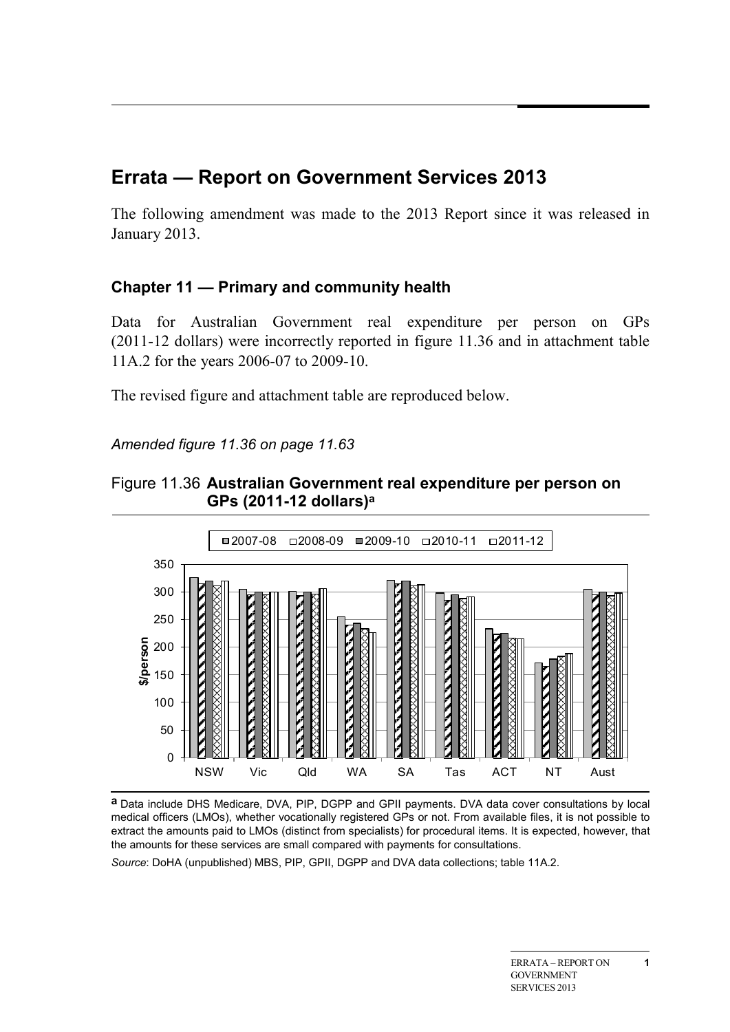# Errata — Report on Government Services 2013

The following amendment was made to the 2013 Report since it was released in January 2013.

## Chapter 11 — Primary and community health

Data for Australian Government real expenditure per person on GPs (2011-12 dollars) were incorrectly reported in figure 11.36 and in attachment table 11A.2 for the years 2006-07 to 2009-10.

The revised figure and attachment table are reproduced below.

*Amended figure 11.36 on page 11.63*

Figure 11.36 **Australian Government real expenditure per person on GPs (2011-12 dollars)**[a]

[a] Data include DHS Medicare, DVA, PIP, DGPP and GPII payments. DVA data cover consultations by local medical officers (LMOs), whether vocationally registered GPs or not. From available files, it is not possible to extract the amounts paid to LMOs (distinct from specialists) for procedural items. It is expected, however, that the amounts for these services are small compared with payments for consultations.

*Source*: DoHA (unpublished) MBS, PIP, GPII, DGPP and DVA data collections; table 11A.2.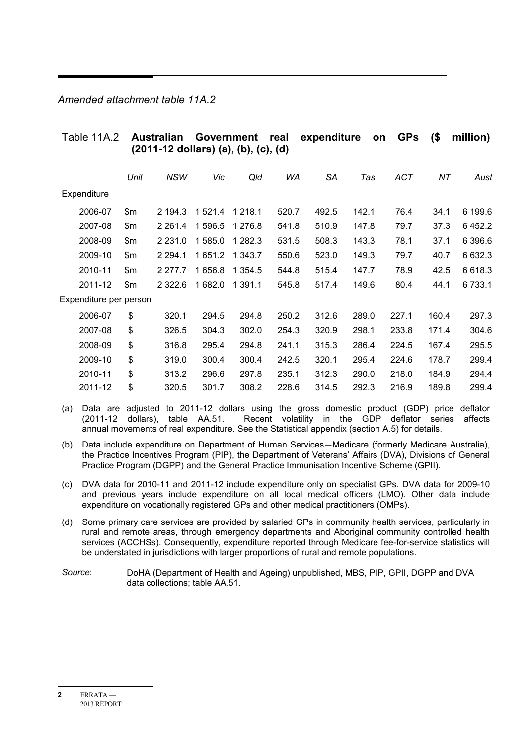*Amended attachment table 11A.2*

Table 11A.2 **Australian Government real expenditure on GPs ($ million) (2011-12 dollars) (a), (b), (c), (d)**

| | *Unit* | *NSW* | *Vic* | *Qld* | *WA* | *SA* | *Tas* | *ACT* | *NT* | *Aust* |
|---|---|---|---|---|---|---|---|---|---|---|
| Expenditure | | | | | | | | | | |
| 2006-07 | $m | 2 194.3 | 1 521.4 | 1 218.1 | 520.7 | 492.5 | 142.1 | 76.4 | 34.1 | 6 199.6 |
| 2007-08 | $m | 2 261.4 | 1 596.5 | 1 276.8 | 541.8 | 510.9 | 147.8 | 79.7 | 37.3 | 6 452.2 |
| 2008-09 | $m | 2 231.0 | 1 585.0 | 1 282.3 | 531.5 | 508.3 | 143.3 | 78.1 | 37.1 | 6 396.6 |
| 2009-10 | $m | 2 294.1 | 1 651.2 | 1 343.7 | 550.6 | 523.0 | 149.3 | 79.7 | 40.7 | 6 632.3 |
| 2010-11 | $m | 2 277.7 | 1 656.8 | 1 354.5 | 544.8 | 515.4 | 147.7 | 78.9 | 42.5 | 6 618.3 |
| 2011-12 | $m | 2 322.6 | 1 682.0 | 1 391.1 | 545.8 | 517.4 | 149.6 | 80.4 | 44.1 | 6 733.1 |
| Expenditure per person | | | | | | | | | | |
| 2006-07 | $ | 320.1 | 294.5 | 294.8 | 250.2 | 312.6 | 289.0 | 227.1 | 160.4 | 297.3 |
| 2007-08 | $ | 326.5 | 304.3 | 302.0 | 254.3 | 320.9 | 298.1 | 233.8 | 171.4 | 304.6 |
| 2008-09 | $ | 316.8 | 295.4 | 294.8 | 241.1 | 315.3 | 286.4 | 224.5 | 167.4 | 295.5 |
| 2009-10 | $ | 319.0 | 300.4 | 300.4 | 242.5 | 320.1 | 295.4 | 224.6 | 178.7 | 299.4 |
| 2010-11 | $ | 313.2 | 296.6 | 297.8 | 235.1 | 312.3 | 290.0 | 218.0 | 184.9 | 294.4 |
| 2011-12 | $ | 320.5 | 301.7 | 308.2 | 228.6 | 314.5 | 292.3 | 216.9 | 189.8 | 299.4 |

(a) Data are adjusted to 2011-12 dollars using the gross domestic product (GDP) price deflator (2011-12 dollars), table AA.51. Recent volatility in the GDP deflator series affects annual movements of real expenditure. See the Statistical appendix (section A.5) for details.

(b) Data include expenditure on Department of Human Services—Medicare (formerly Medicare Australia), the Practice Incentives Program (PIP), the Department of Veterans' Affairs (DVA), Divisions of General Practice Program (DGPP) and the General Practice Immunisation Incentive Scheme (GPII).

(c) DVA data for 2010-11 and 2011-12 include expenditure only on specialist GPs. DVA data for 2009-10 and previous years include expenditure on all local medical officers (LMO). Other data include expenditure on vocationally registered GPs and other medical practitioners (OMPs).

(d) Some primary care services are provided by salaried GPs in community health services, particularly in rural and remote areas, through emergency departments and Aboriginal community controlled health services (ACCHSs). Consequently, expenditure reported through Medicare fee-for-service statistics will be understated in jurisdictions with larger proportions of rural and remote populations.

*Source*: DoHA (Department of Health and Ageing) unpublished, MBS, PIP, GPII, DGPP and DVA data collections; table AA.51.